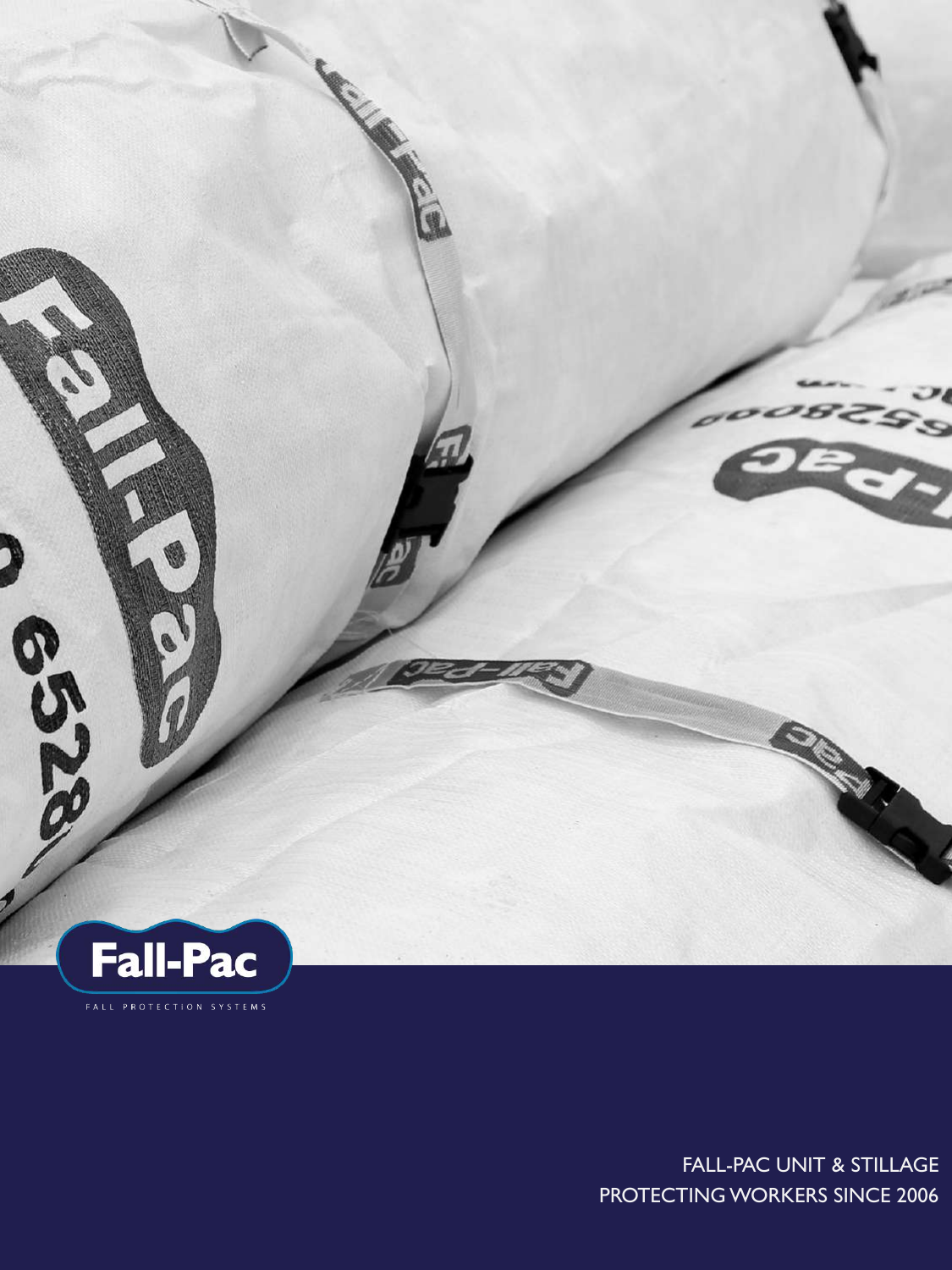Fall-Pac

FALL PROTECTION SYSTEMS

FALL-PAC UNIT & STILLAGE
PROTECTING WORKERS SINCE 2006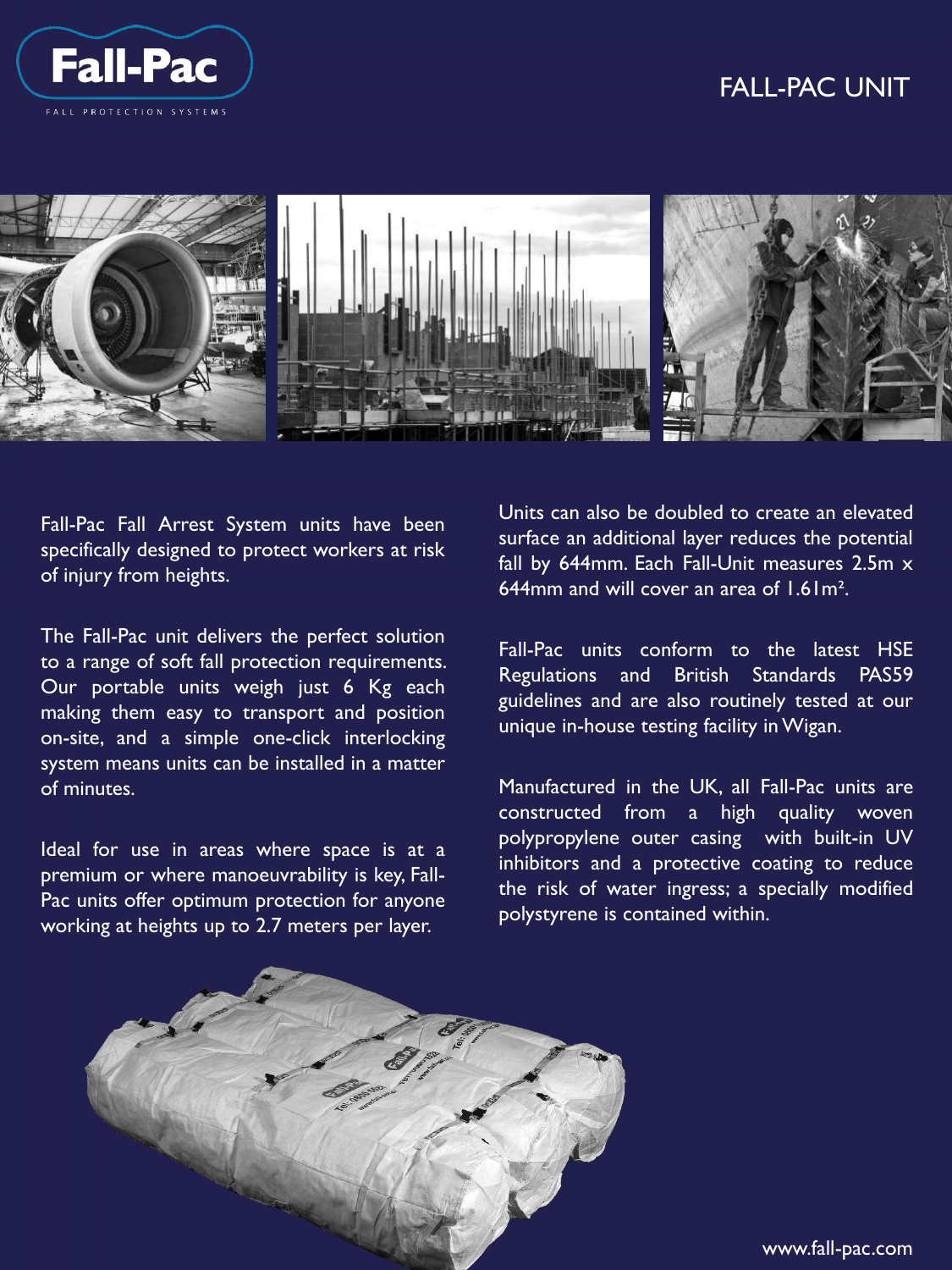Fall-Pac

FALL PROTECTION SYSTEMS

# FALL-PAC UNIT

Fall-Pac Fall Arrest System units have been specifically designed to protect workers at risk of injury from heights.

The Fall-Pac unit delivers the perfect solution to a range of soft fall protection requirements. Our portable units weigh just 6 Kg each making them easy to transport and position on-site, and a simple one-click interlocking system means units can be installed in a matter of minutes.

Ideal for use in areas where space is at a premium or where manoeuvrability is key, Fall-Pac units offer optimum protection for anyone working at heights up to 2.7 meters per layer.

Units can also be doubled to create an elevated surface an additional layer reduces the potential fall by 644mm. Each Fall-Unit measures 2.5m x 644mm and will cover an area of 1.61m².

Fall-Pac units conform to the latest HSE Regulations and British Standards PAS59 guidelines and are also routinely tested at our unique in-house testing facility in Wigan.

Manufactured in the UK, all Fall-Pac units are constructed from a high quality woven polypropylene outer casing with built-in UV inhibitors and a protective coating to reduce the risk of water ingress; a specially modified polystyrene is contained within.

www.fall-pac.com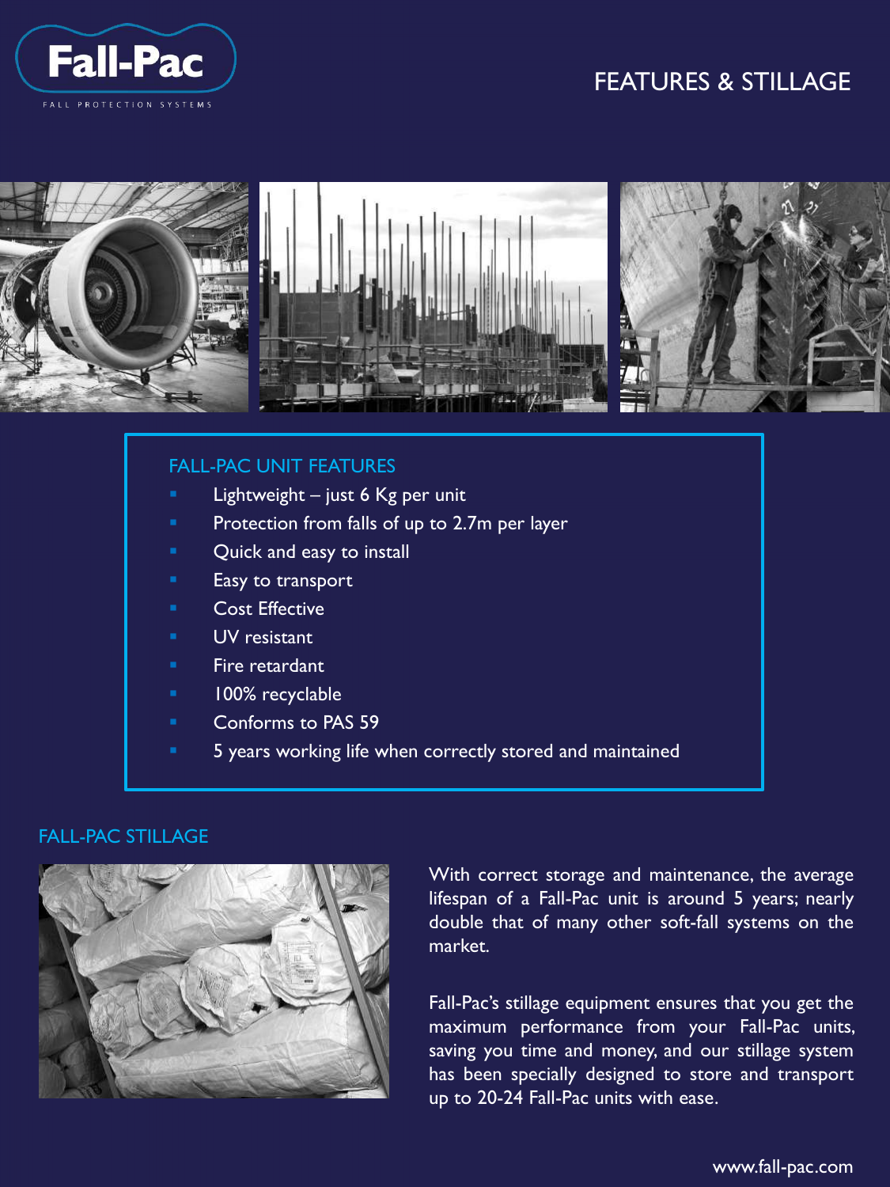# FEATURES & STILLAGE

## FALL-PAC UNIT FEATURES

- Lightweight – just 6 Kg per unit
- Protection from falls of up to 2.7m per layer
- Quick and easy to install
- Easy to transport
- Cost Effective
- UV resistant
- Fire retardant
- 100% recyclable
- Conforms to PAS 59
- 5 years working life when correctly stored and maintained

## FALL-PAC STILLAGE

With correct storage and maintenance, the average lifespan of a Fall-Pac unit is around 5 years; nearly double that of many other soft-fall systems on the market.

Fall-Pac's stillage equipment ensures that you get the maximum performance from your Fall-Pac units, saving you time and money, and our stillage system has been specially designed to store and transport up to 20-24 Fall-Pac units with ease.

www.fall-pac.com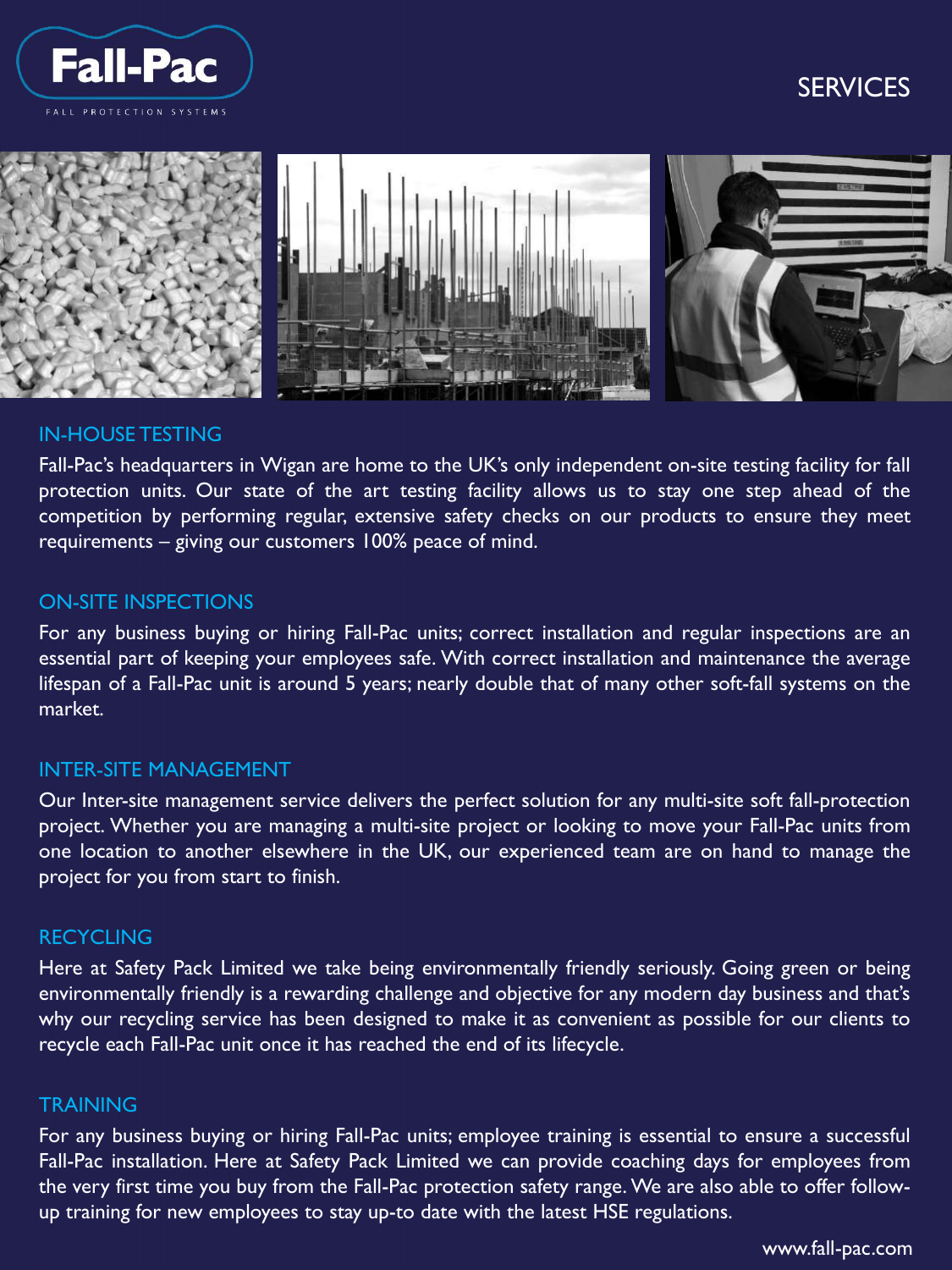Fall-Pac

FALL PROTECTION SYSTEMS

# SERVICES

## IN-HOUSE TESTING

Fall-Pac's headquarters in Wigan are home to the UK's only independent on-site testing facility for fall protection units. Our state of the art testing facility allows us to stay one step ahead of the competition by performing regular, extensive safety checks on our products to ensure they meet requirements – giving our customers 100% peace of mind.

## ON-SITE INSPECTIONS

For any business buying or hiring Fall-Pac units; correct installation and regular inspections are an essential part of keeping your employees safe. With correct installation and maintenance the average lifespan of a Fall-Pac unit is around 5 years; nearly double that of many other soft-fall systems on the market.

## INTER-SITE MANAGEMENT

Our Inter-site management service delivers the perfect solution for any multi-site soft fall-protection project. Whether you are managing a multi-site project or looking to move your Fall-Pac units from one location to another elsewhere in the UK, our experienced team are on hand to manage the project for you from start to finish.

## RECYCLING

Here at Safety Pack Limited we take being environmentally friendly seriously. Going green or being environmentally friendly is a rewarding challenge and objective for any modern day business and that's why our recycling service has been designed to make it as convenient as possible for our clients to recycle each Fall-Pac unit once it has reached the end of its lifecycle.

## TRAINING

For any business buying or hiring Fall-Pac units; employee training is essential to ensure a successful Fall-Pac installation. Here at Safety Pack Limited we can provide coaching days for employees from the very first time you buy from the Fall-Pac protection safety range. We are also able to offer follow-up training for new employees to stay up-to date with the latest HSE regulations.

www.fall-pac.com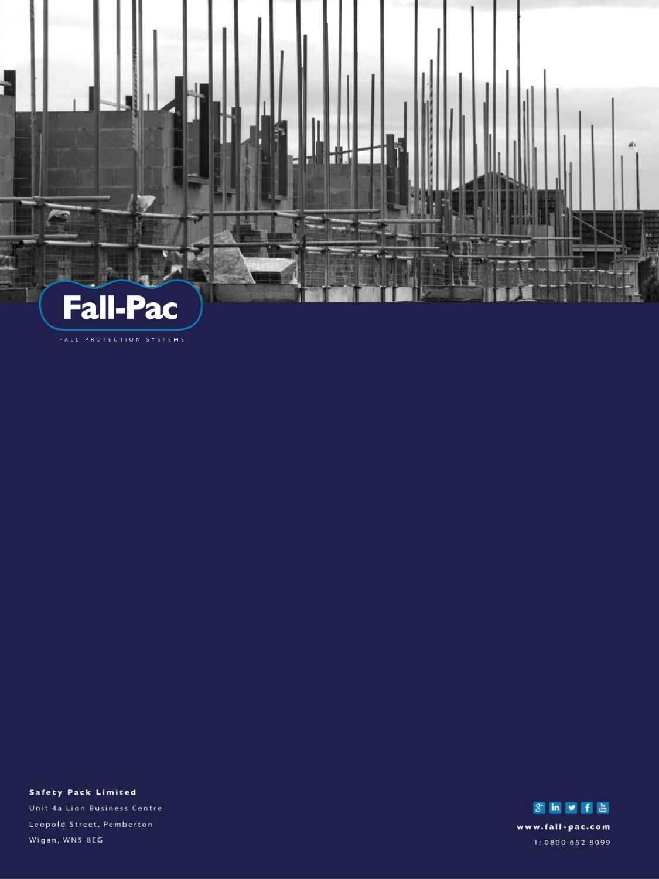Fall-Pac

FALL PROTECTION SYSTEMS

**Safety Pack Limited**

Unit 4a Lion Business Centre

Leopold Street, Pemberton

Wigan, WN5 8EG

www.fall-pac.com

T: 0800 652 8099